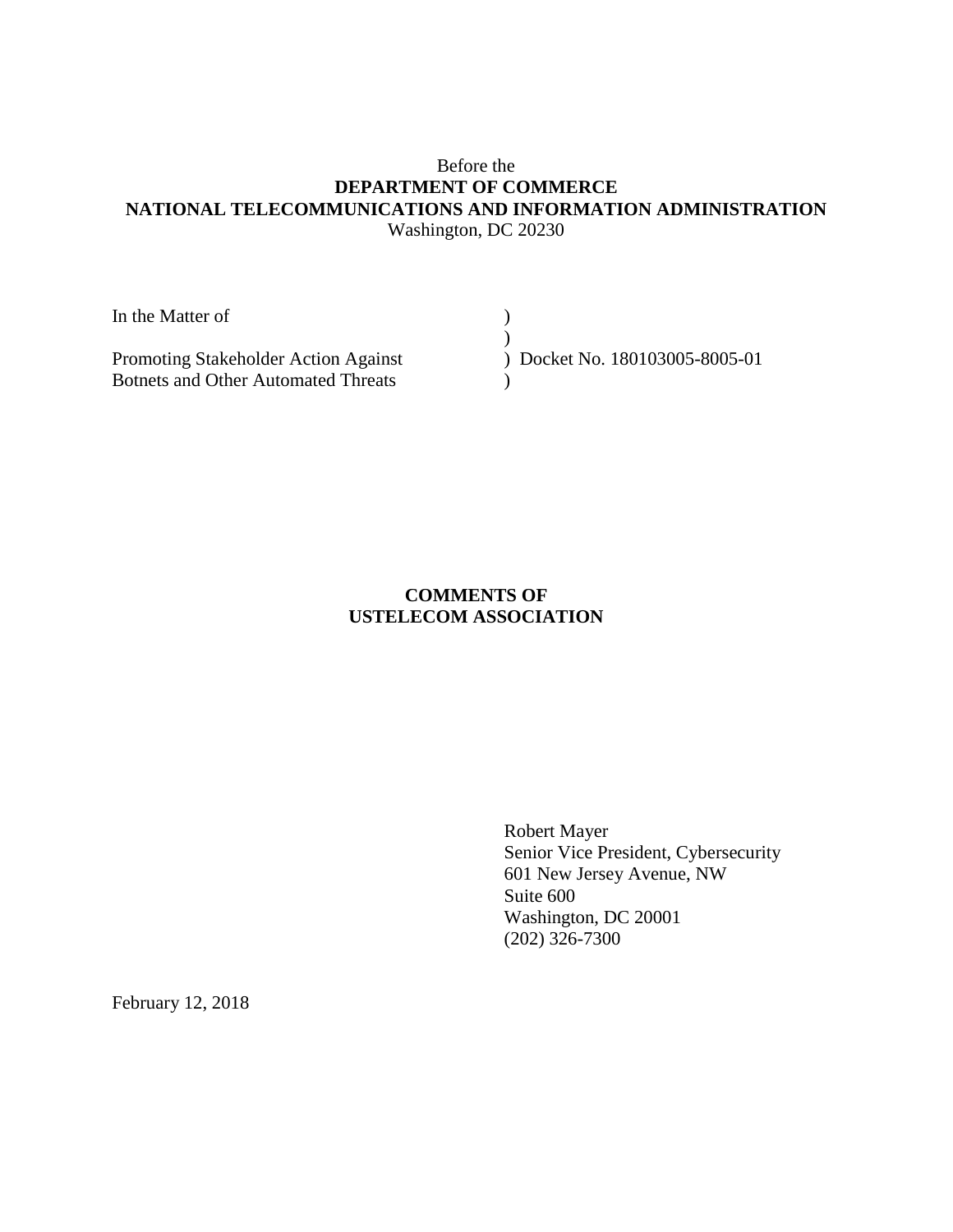Before the

**DEPARTMENT OF COMMERCE**

**NATIONAL TELECOMMUNICATIONS AND INFORMATION ADMINISTRATION**

Washington, DC 20230

| | | |
|---|---|---|
| In the Matter of | ) | |
| | ) | |
| Promoting Stakeholder Action Against | ) | Docket No. 180103005-8005-01 |
| Botnets and Other Automated Threats | ) | |

**COMMENTS OF**

**USTELECOM ASSOCIATION**

Robert Mayer
Senior Vice President, Cybersecurity
601 New Jersey Avenue, NW
Suite 600
Washington, DC 20001
(202) 326-7300

February 12, 2018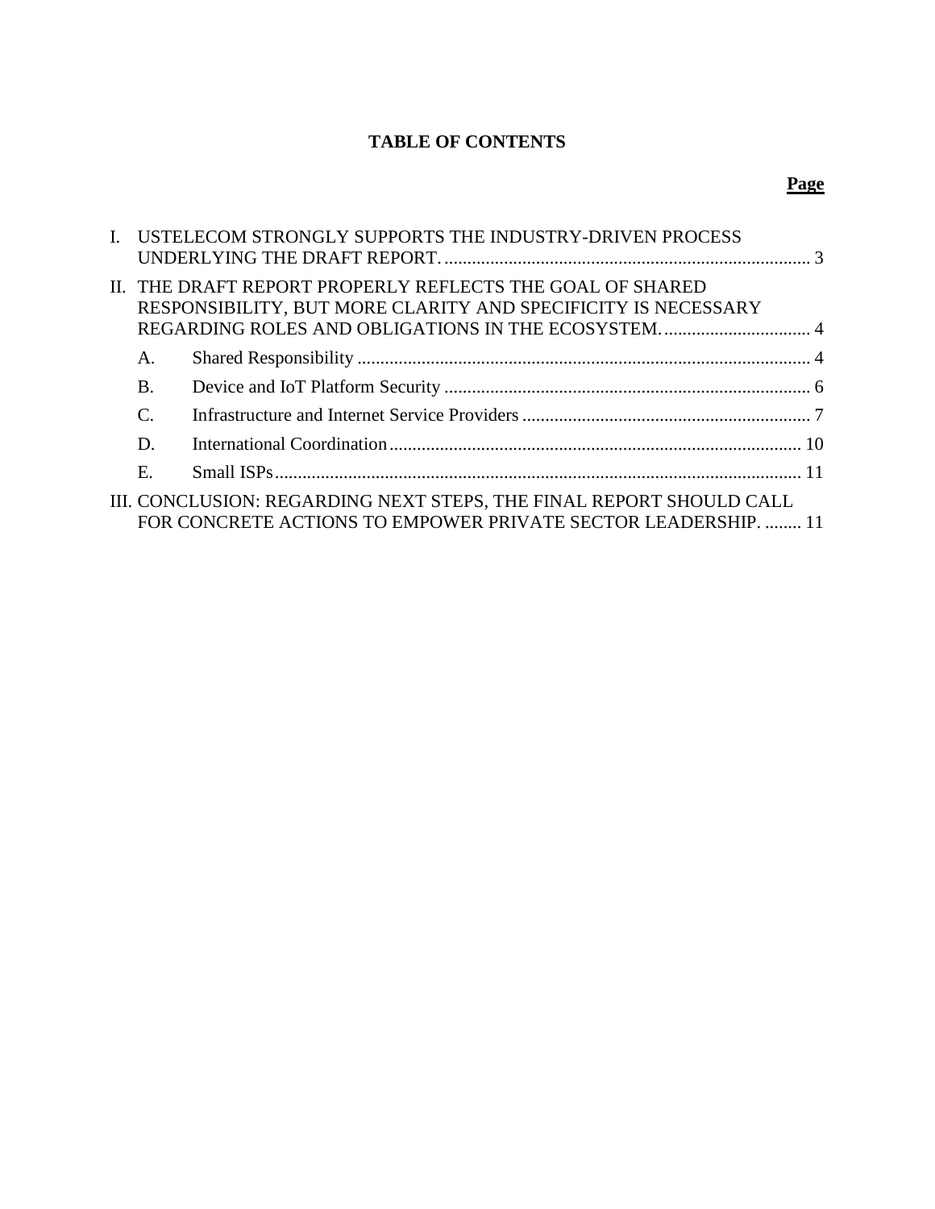**TABLE OF CONTENTS**

| | | Page |
|---|---|---|
| I. | USTELECOM STRONGLY SUPPORTS THE INDUSTRY-DRIVEN PROCESS UNDERLYING THE DRAFT REPORT. | 3 |
| II. | THE DRAFT REPORT PROPERLY REFLECTS THE GOAL OF SHARED RESPONSIBILITY, BUT MORE CLARITY AND SPECIFICITY IS NECESSARY REGARDING ROLES AND OBLIGATIONS IN THE ECOSYSTEM. | 4 |
| | A. Shared Responsibility | 4 |
| | B. Device and IoT Platform Security | 6 |
| | C. Infrastructure and Internet Service Providers | 7 |
| | D. International Coordination | 10 |
| | E. Small ISPs | 11 |
| III. | CONCLUSION: REGARDING NEXT STEPS, THE FINAL REPORT SHOULD CALL FOR CONCRETE ACTIONS TO EMPOWER PRIVATE SECTOR LEADERSHIP. | 11 |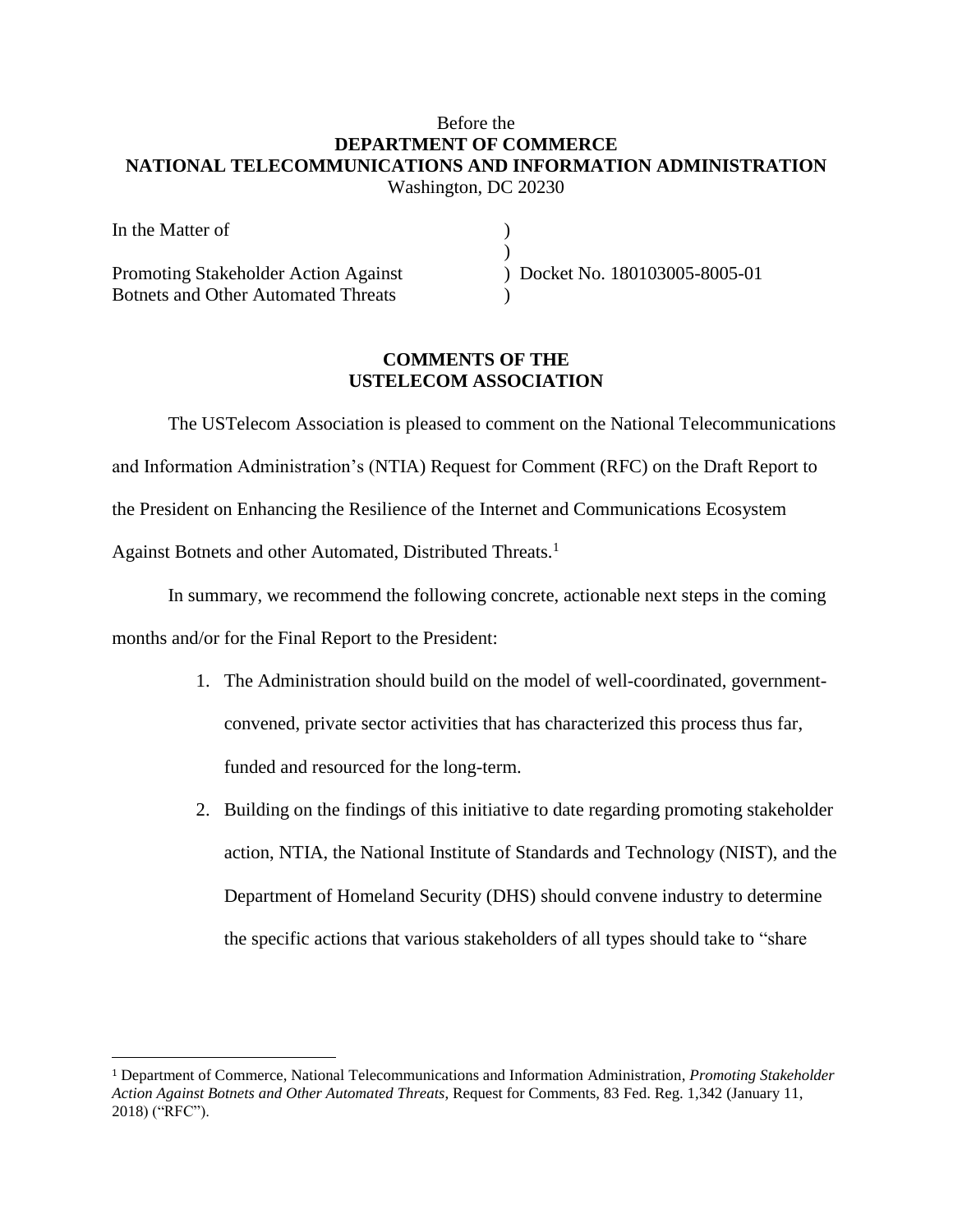Before the
**DEPARTMENT OF COMMERCE**
**NATIONAL TELECOMMUNICATIONS AND INFORMATION ADMINISTRATION**
Washington, DC 20230

| | | |
|---|---|---|
| In the Matter of | ) | |
| | ) | |
| Promoting Stakeholder Action Against Botnets and Other Automated Threats | ) | Docket No. 180103005-8005-01 |
| | ) | |

**COMMENTS OF THE USTELECOM ASSOCIATION**

The USTelecom Association is pleased to comment on the National Telecommunications and Information Administration's (NTIA) Request for Comment (RFC) on the Draft Report to the President on Enhancing the Resilience of the Internet and Communications Ecosystem Against Botnets and other Automated, Distributed Threats.[1]

In summary, we recommend the following concrete, actionable next steps in the coming months and/or for the Final Report to the President:

1. The Administration should build on the model of well-coordinated, government-convened, private sector activities that has characterized this process thus far, funded and resourced for the long-term.
2. Building on the findings of this initiative to date regarding promoting stakeholder action, NTIA, the National Institute of Standards and Technology (NIST), and the Department of Homeland Security (DHS) should convene industry to determine the specific actions that various stakeholders of all types should take to "share

[1] Department of Commerce, National Telecommunications and Information Administration, *Promoting Stakeholder Action Against Botnets and Other Automated Threats*, Request for Comments, 83 Fed. Reg. 1,342 (January 11, 2018) ("RFC").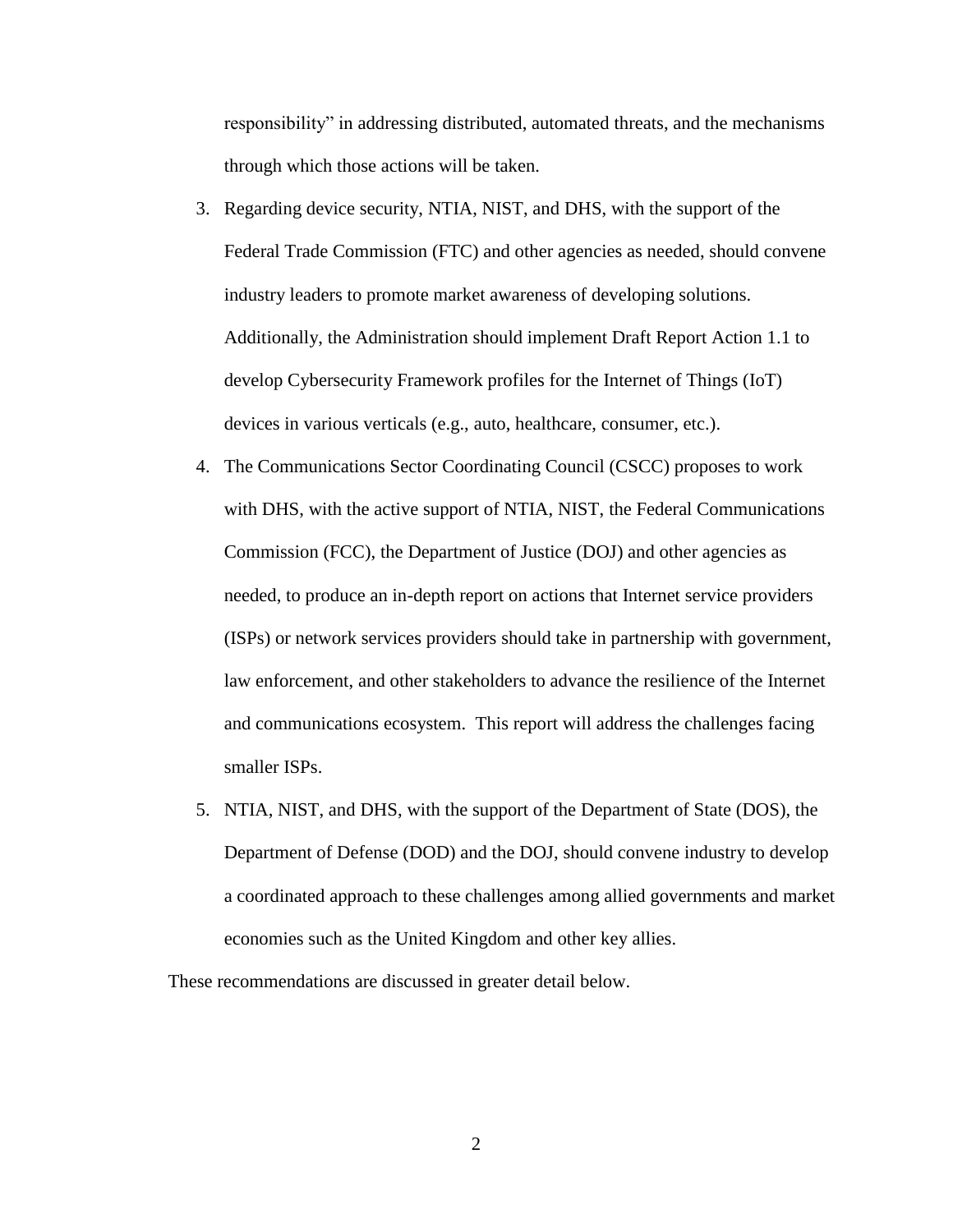responsibility" in addressing distributed, automated threats, and the mechanisms through which those actions will be taken.

3. Regarding device security, NTIA, NIST, and DHS, with the support of the Federal Trade Commission (FTC) and other agencies as needed, should convene industry leaders to promote market awareness of developing solutions. Additionally, the Administration should implement Draft Report Action 1.1 to develop Cybersecurity Framework profiles for the Internet of Things (IoT) devices in various verticals (e.g., auto, healthcare, consumer, etc.).
4. The Communications Sector Coordinating Council (CSCC) proposes to work with DHS, with the active support of NTIA, NIST, the Federal Communications Commission (FCC), the Department of Justice (DOJ) and other agencies as needed, to produce an in-depth report on actions that Internet service providers (ISPs) or network services providers should take in partnership with government, law enforcement, and other stakeholders to advance the resilience of the Internet and communications ecosystem. This report will address the challenges facing smaller ISPs.
5. NTIA, NIST, and DHS, with the support of the Department of State (DOS), the Department of Defense (DOD) and the DOJ, should convene industry to develop a coordinated approach to these challenges among allied governments and market economies such as the United Kingdom and other key allies.

These recommendations are discussed in greater detail below.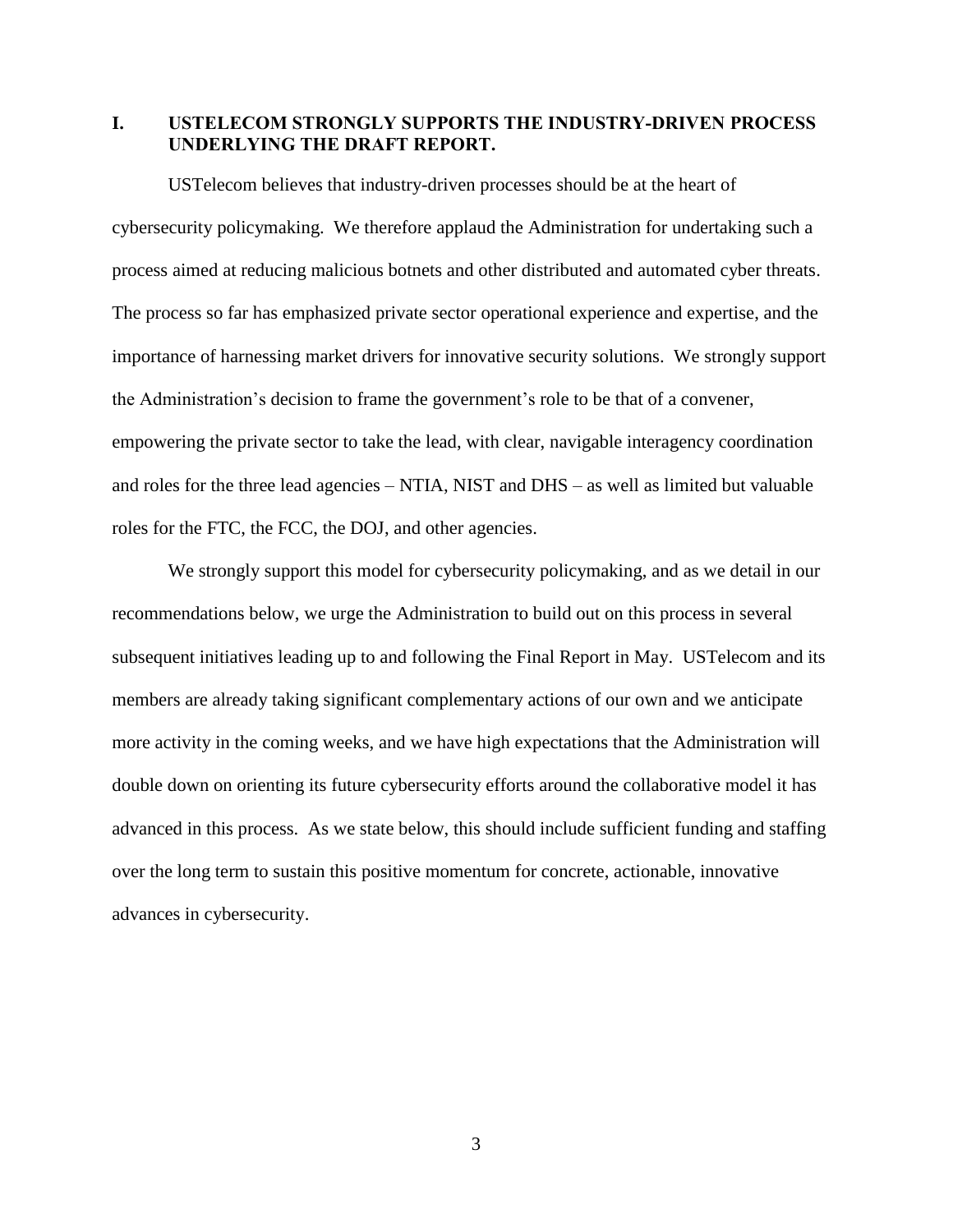## I. USTELECOM STRONGLY SUPPORTS THE INDUSTRY-DRIVEN PROCESS UNDERLYING THE DRAFT REPORT.

USTelecom believes that industry-driven processes should be at the heart of cybersecurity policymaking. We therefore applaud the Administration for undertaking such a process aimed at reducing malicious botnets and other distributed and automated cyber threats. The process so far has emphasized private sector operational experience and expertise, and the importance of harnessing market drivers for innovative security solutions. We strongly support the Administration's decision to frame the government's role to be that of a convener, empowering the private sector to take the lead, with clear, navigable interagency coordination and roles for the three lead agencies – NTIA, NIST and DHS – as well as limited but valuable roles for the FTC, the FCC, the DOJ, and other agencies.

We strongly support this model for cybersecurity policymaking, and as we detail in our recommendations below, we urge the Administration to build out on this process in several subsequent initiatives leading up to and following the Final Report in May. USTelecom and its members are already taking significant complementary actions of our own and we anticipate more activity in the coming weeks, and we have high expectations that the Administration will double down on orienting its future cybersecurity efforts around the collaborative model it has advanced in this process. As we state below, this should include sufficient funding and staffing over the long term to sustain this positive momentum for concrete, actionable, innovative advances in cybersecurity.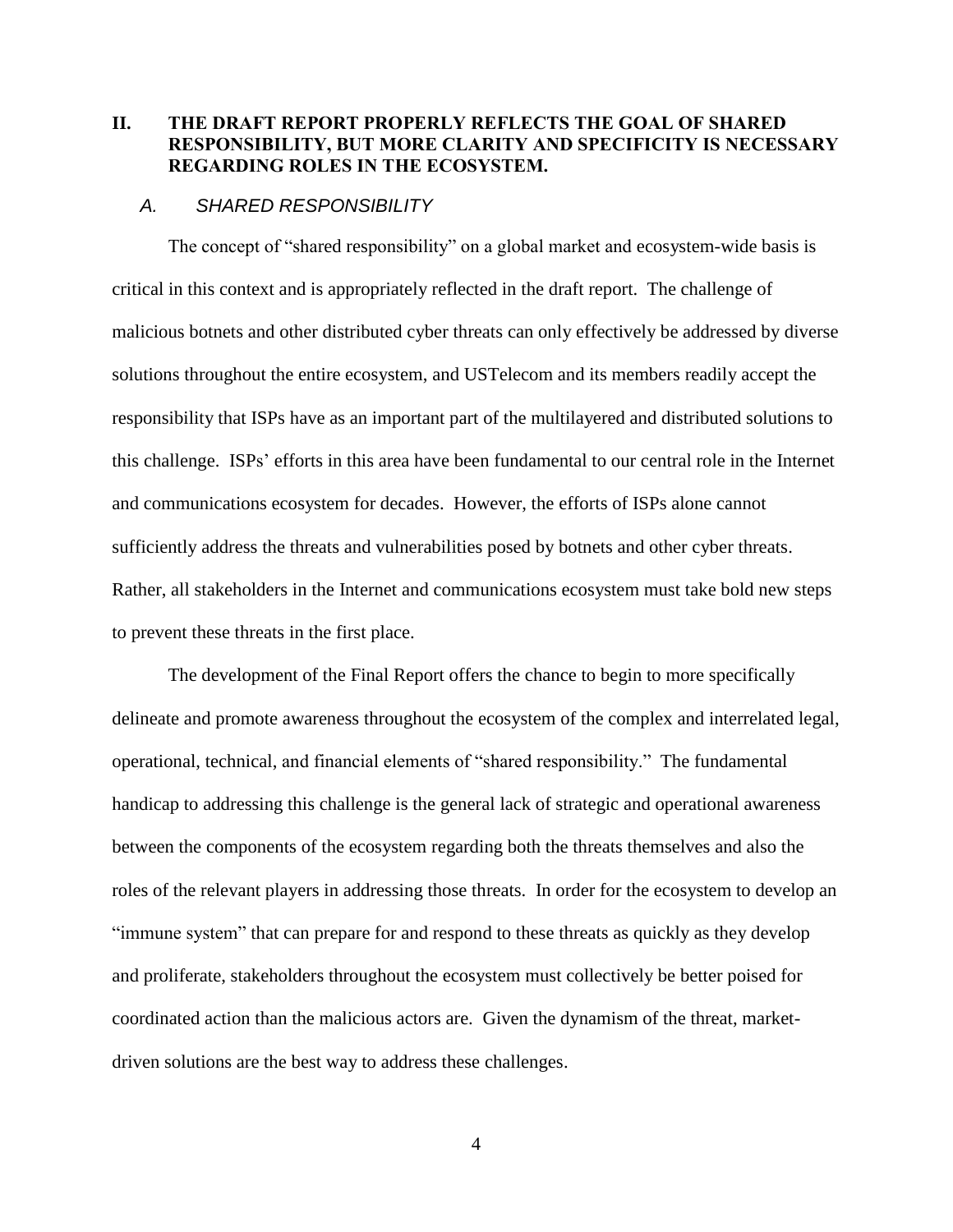## II. THE DRAFT REPORT PROPERLY REFLECTS THE GOAL OF SHARED RESPONSIBILITY, BUT MORE CLARITY AND SPECIFICITY IS NECESSARY REGARDING ROLES IN THE ECOSYSTEM.

### *A. SHARED RESPONSIBILITY*

The concept of "shared responsibility" on a global market and ecosystem-wide basis is critical in this context and is appropriately reflected in the draft report. The challenge of malicious botnets and other distributed cyber threats can only effectively be addressed by diverse solutions throughout the entire ecosystem, and USTelecom and its members readily accept the responsibility that ISPs have as an important part of the multilayered and distributed solutions to this challenge. ISPs' efforts in this area have been fundamental to our central role in the Internet and communications ecosystem for decades. However, the efforts of ISPs alone cannot sufficiently address the threats and vulnerabilities posed by botnets and other cyber threats. Rather, all stakeholders in the Internet and communications ecosystem must take bold new steps to prevent these threats in the first place.

The development of the Final Report offers the chance to begin to more specifically delineate and promote awareness throughout the ecosystem of the complex and interrelated legal, operational, technical, and financial elements of "shared responsibility." The fundamental handicap to addressing this challenge is the general lack of strategic and operational awareness between the components of the ecosystem regarding both the threats themselves and also the roles of the relevant players in addressing those threats. In order for the ecosystem to develop an "immune system" that can prepare for and respond to these threats as quickly as they develop and proliferate, stakeholders throughout the ecosystem must collectively be better poised for coordinated action than the malicious actors are. Given the dynamism of the threat, market-driven solutions are the best way to address these challenges.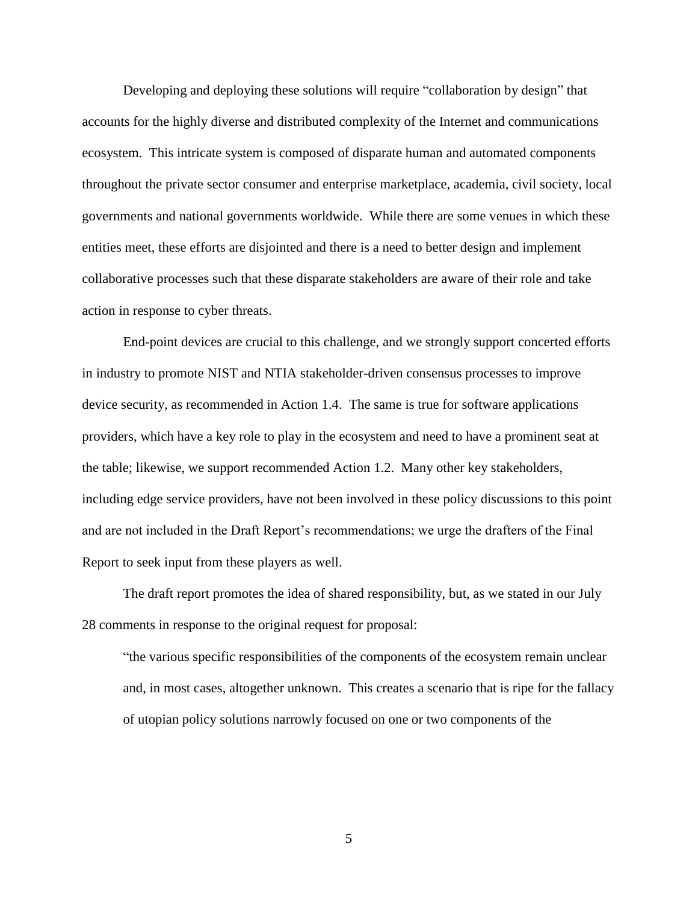Developing and deploying these solutions will require "collaboration by design" that accounts for the highly diverse and distributed complexity of the Internet and communications ecosystem. This intricate system is composed of disparate human and automated components throughout the private sector consumer and enterprise marketplace, academia, civil society, local governments and national governments worldwide. While there are some venues in which these entities meet, these efforts are disjointed and there is a need to better design and implement collaborative processes such that these disparate stakeholders are aware of their role and take action in response to cyber threats.

End-point devices are crucial to this challenge, and we strongly support concerted efforts in industry to promote NIST and NTIA stakeholder-driven consensus processes to improve device security, as recommended in Action 1.4. The same is true for software applications providers, which have a key role to play in the ecosystem and need to have a prominent seat at the table; likewise, we support recommended Action 1.2. Many other key stakeholders, including edge service providers, have not been involved in these policy discussions to this point and are not included in the Draft Report's recommendations; we urge the drafters of the Final Report to seek input from these players as well.

The draft report promotes the idea of shared responsibility, but, as we stated in our July 28 comments in response to the original request for proposal:

> "the various specific responsibilities of the components of the ecosystem remain unclear and, in most cases, altogether unknown. This creates a scenario that is ripe for the fallacy of utopian policy solutions narrowly focused on one or two components of the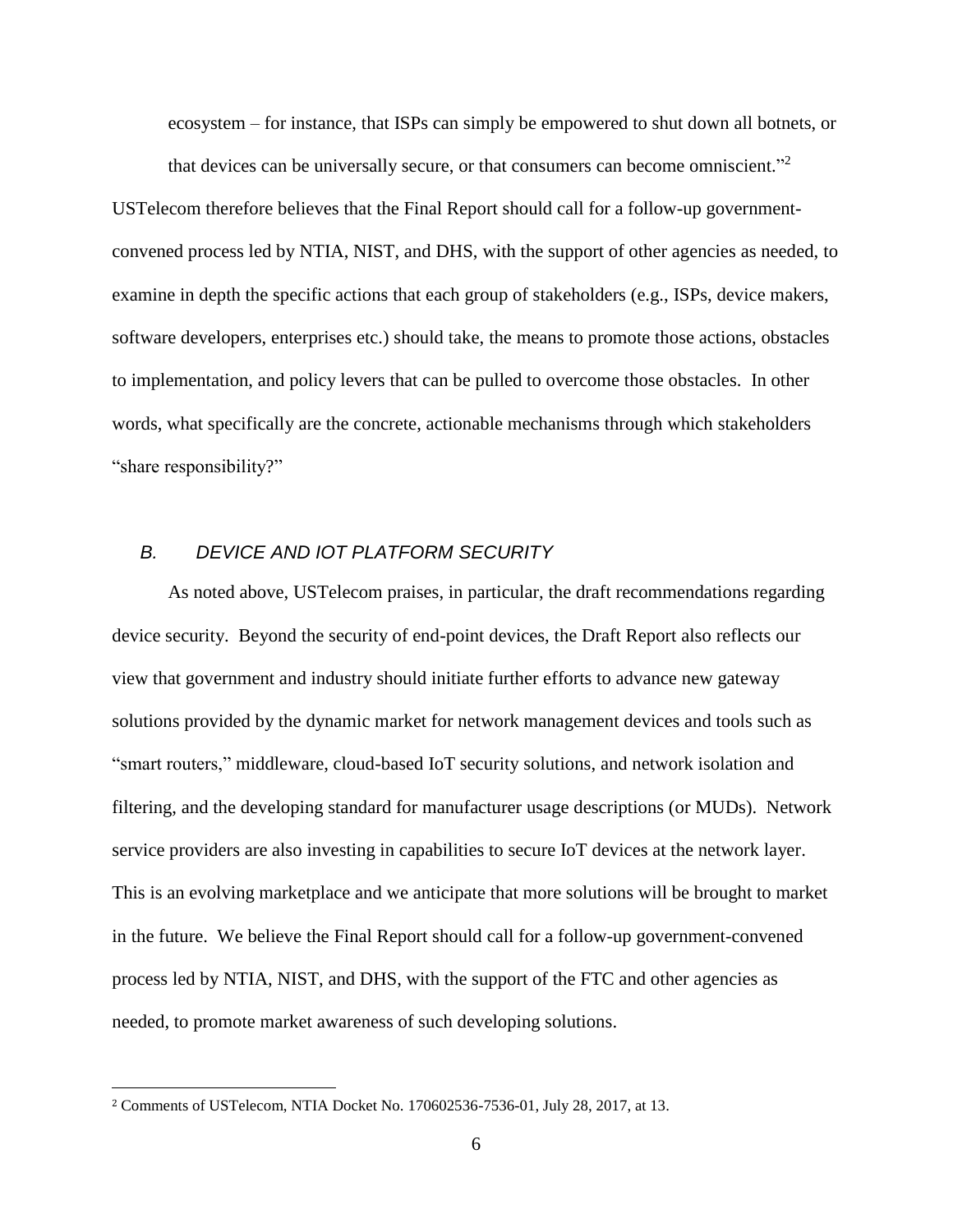ecosystem – for instance, that ISPs can simply be empowered to shut down all botnets, or that devices can be universally secure, or that consumers can become omniscient."[2]

USTelecom therefore believes that the Final Report should call for a follow-up government-convened process led by NTIA, NIST, and DHS, with the support of other agencies as needed, to examine in depth the specific actions that each group of stakeholders (e.g., ISPs, device makers, software developers, enterprises etc.) should take, the means to promote those actions, obstacles to implementation, and policy levers that can be pulled to overcome those obstacles. In other words, what specifically are the concrete, actionable mechanisms through which stakeholders "share responsibility?"

### *B. DEVICE AND IOT PLATFORM SECURITY*

As noted above, USTelecom praises, in particular, the draft recommendations regarding device security. Beyond the security of end-point devices, the Draft Report also reflects our view that government and industry should initiate further efforts to advance new gateway solutions provided by the dynamic market for network management devices and tools such as "smart routers," middleware, cloud-based IoT security solutions, and network isolation and filtering, and the developing standard for manufacturer usage descriptions (or MUDs). Network service providers are also investing in capabilities to secure IoT devices at the network layer. This is an evolving marketplace and we anticipate that more solutions will be brought to market in the future. We believe the Final Report should call for a follow-up government-convened process led by NTIA, NIST, and DHS, with the support of the FTC and other agencies as needed, to promote market awareness of such developing solutions.

---

[2] Comments of USTelecom, NTIA Docket No. 170602536-7536-01, July 28, 2017, at 13.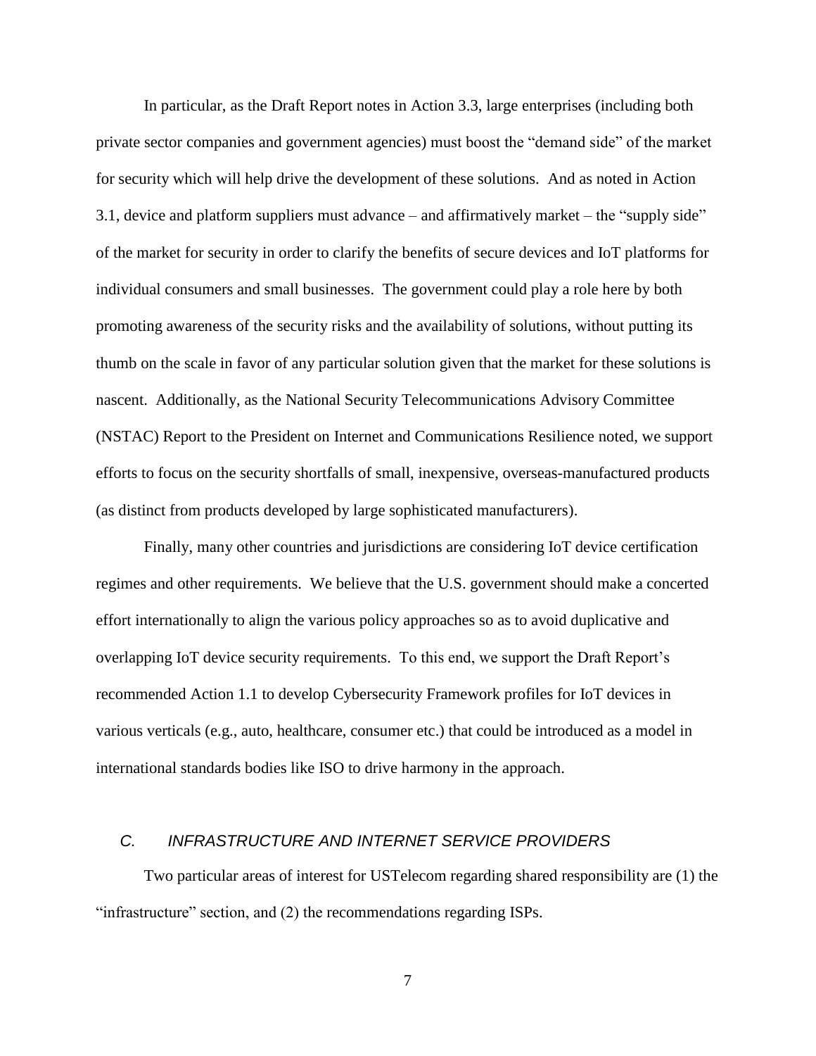In particular, as the Draft Report notes in Action 3.3, large enterprises (including both private sector companies and government agencies) must boost the "demand side" of the market for security which will help drive the development of these solutions. And as noted in Action 3.1, device and platform suppliers must advance – and affirmatively market – the "supply side" of the market for security in order to clarify the benefits of secure devices and IoT platforms for individual consumers and small businesses. The government could play a role here by both promoting awareness of the security risks and the availability of solutions, without putting its thumb on the scale in favor of any particular solution given that the market for these solutions is nascent. Additionally, as the National Security Telecommunications Advisory Committee (NSTAC) Report to the President on Internet and Communications Resilience noted, we support efforts to focus on the security shortfalls of small, inexpensive, overseas-manufactured products (as distinct from products developed by large sophisticated manufacturers).

Finally, many other countries and jurisdictions are considering IoT device certification regimes and other requirements. We believe that the U.S. government should make a concerted effort internationally to align the various policy approaches so as to avoid duplicative and overlapping IoT device security requirements. To this end, we support the Draft Report's recommended Action 1.1 to develop Cybersecurity Framework profiles for IoT devices in various verticals (e.g., auto, healthcare, consumer etc.) that could be introduced as a model in international standards bodies like ISO to drive harmony in the approach.

### *C. INFRASTRUCTURE AND INTERNET SERVICE PROVIDERS*

Two particular areas of interest for USTelecom regarding shared responsibility are (1) the "infrastructure" section, and (2) the recommendations regarding ISPs.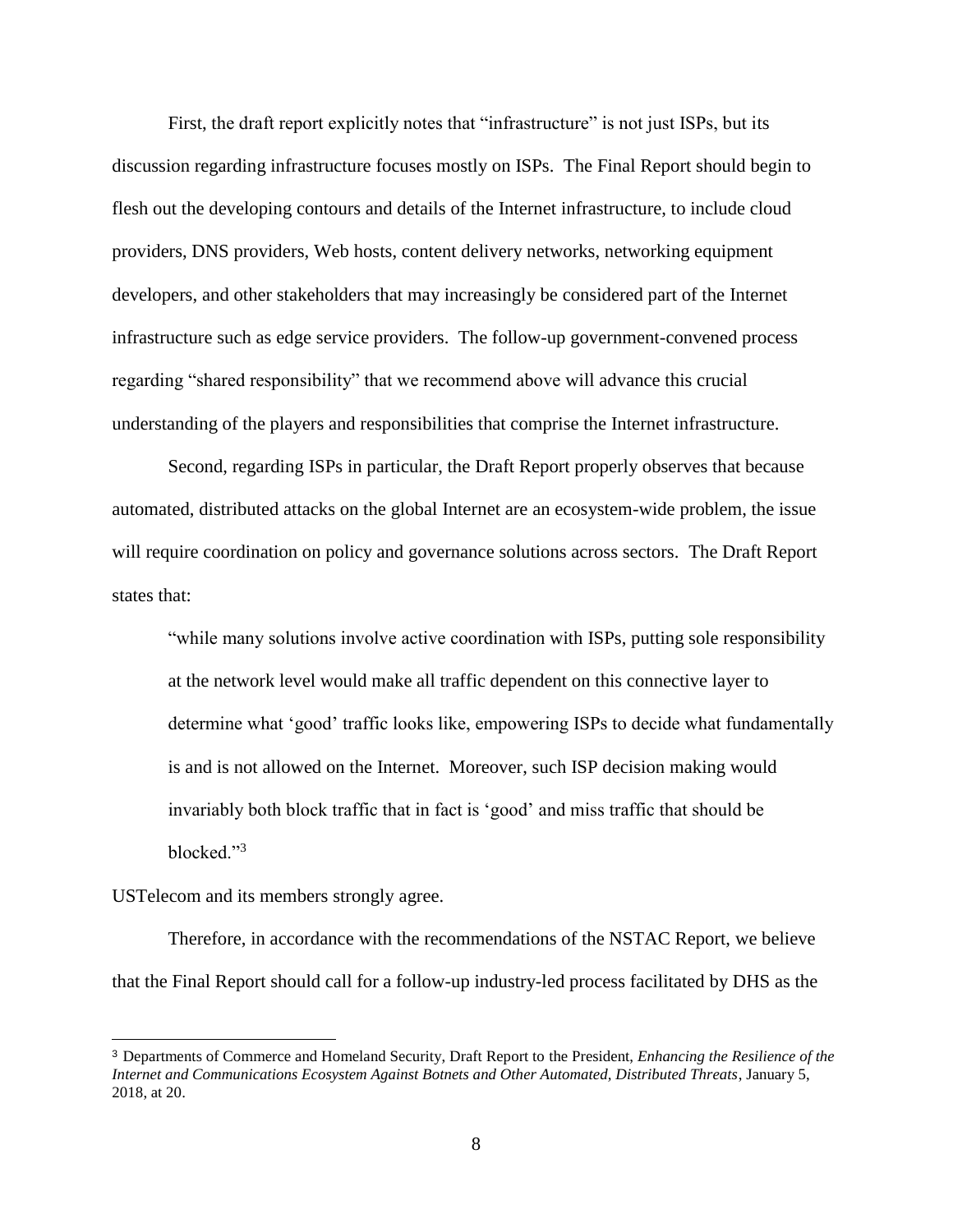First, the draft report explicitly notes that "infrastructure" is not just ISPs, but its discussion regarding infrastructure focuses mostly on ISPs. The Final Report should begin to flesh out the developing contours and details of the Internet infrastructure, to include cloud providers, DNS providers, Web hosts, content delivery networks, networking equipment developers, and other stakeholders that may increasingly be considered part of the Internet infrastructure such as edge service providers. The follow-up government-convened process regarding "shared responsibility" that we recommend above will advance this crucial understanding of the players and responsibilities that comprise the Internet infrastructure.

Second, regarding ISPs in particular, the Draft Report properly observes that because automated, distributed attacks on the global Internet are an ecosystem-wide problem, the issue will require coordination on policy and governance solutions across sectors. The Draft Report states that:

> "while many solutions involve active coordination with ISPs, putting sole responsibility at the network level would make all traffic dependent on this connective layer to determine what 'good' traffic looks like, empowering ISPs to decide what fundamentally is and is not allowed on the Internet. Moreover, such ISP decision making would invariably both block traffic that in fact is 'good' and miss traffic that should be blocked."[3]

USTelecom and its members strongly agree.

Therefore, in accordance with the recommendations of the NSTAC Report, we believe that the Final Report should call for a follow-up industry-led process facilitated by DHS as the

---

[3] Departments of Commerce and Homeland Security, Draft Report to the President, *Enhancing the Resilience of the Internet and Communications Ecosystem Against Botnets and Other Automated, Distributed Threats*, January 5, 2018, at 20.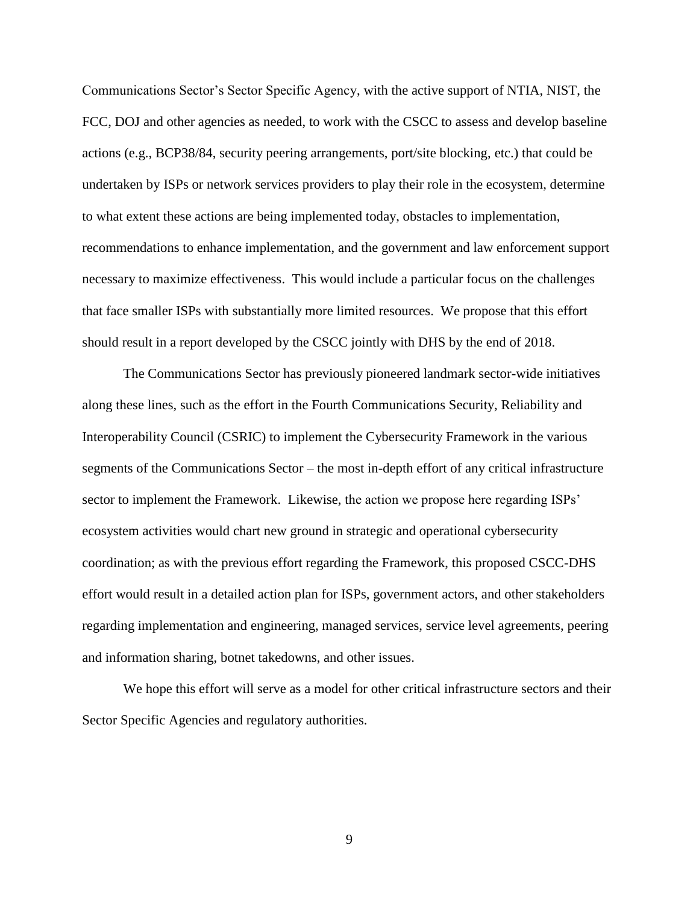Communications Sector's Sector Specific Agency, with the active support of NTIA, NIST, the FCC, DOJ and other agencies as needed, to work with the CSCC to assess and develop baseline actions (e.g., BCP38/84, security peering arrangements, port/site blocking, etc.) that could be undertaken by ISPs or network services providers to play their role in the ecosystem, determine to what extent these actions are being implemented today, obstacles to implementation, recommendations to enhance implementation, and the government and law enforcement support necessary to maximize effectiveness. This would include a particular focus on the challenges that face smaller ISPs with substantially more limited resources. We propose that this effort should result in a report developed by the CSCC jointly with DHS by the end of 2018.

The Communications Sector has previously pioneered landmark sector-wide initiatives along these lines, such as the effort in the Fourth Communications Security, Reliability and Interoperability Council (CSRIC) to implement the Cybersecurity Framework in the various segments of the Communications Sector – the most in-depth effort of any critical infrastructure sector to implement the Framework. Likewise, the action we propose here regarding ISPs' ecosystem activities would chart new ground in strategic and operational cybersecurity coordination; as with the previous effort regarding the Framework, this proposed CSCC-DHS effort would result in a detailed action plan for ISPs, government actors, and other stakeholders regarding implementation and engineering, managed services, service level agreements, peering and information sharing, botnet takedowns, and other issues.

We hope this effort will serve as a model for other critical infrastructure sectors and their Sector Specific Agencies and regulatory authorities.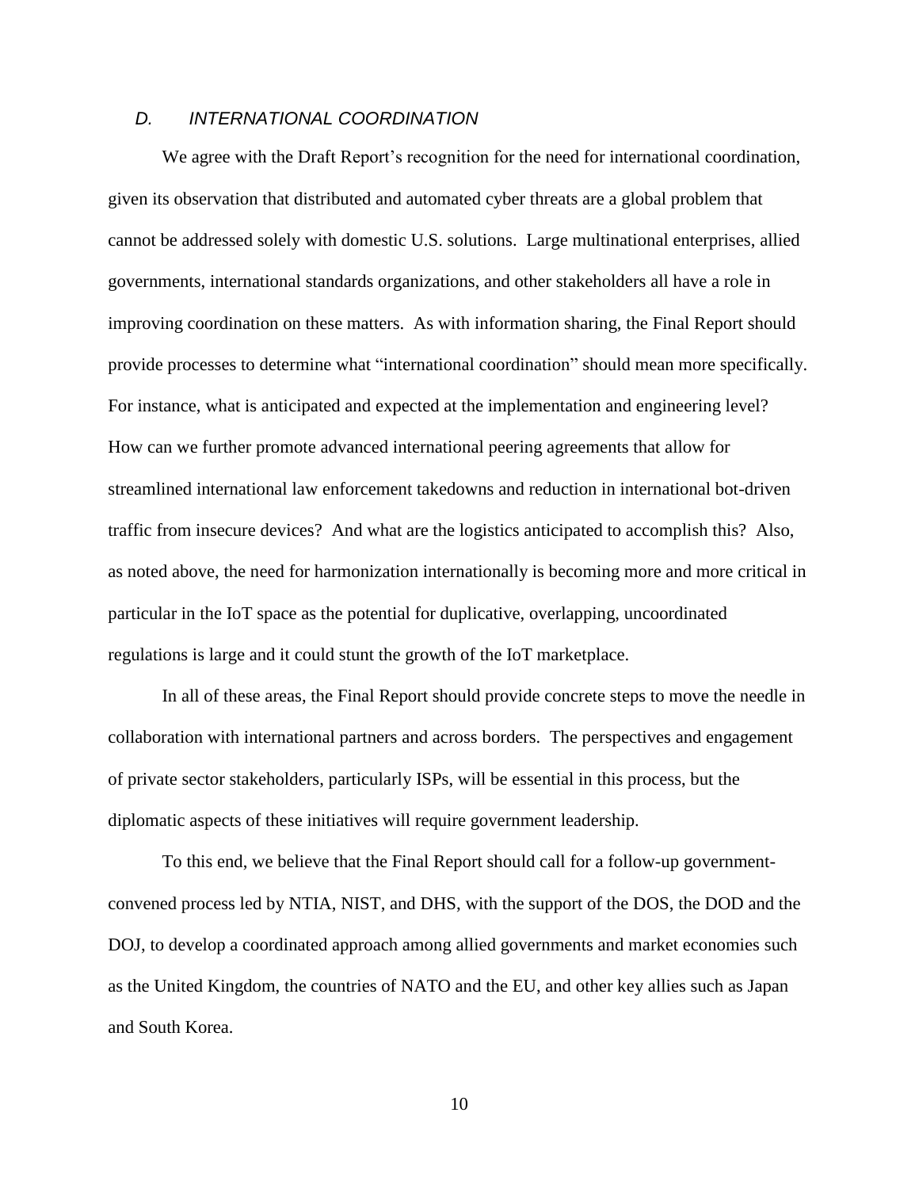### *D. INTERNATIONAL COORDINATION*

We agree with the Draft Report's recognition for the need for international coordination, given its observation that distributed and automated cyber threats are a global problem that cannot be addressed solely with domestic U.S. solutions. Large multinational enterprises, allied governments, international standards organizations, and other stakeholders all have a role in improving coordination on these matters. As with information sharing, the Final Report should provide processes to determine what "international coordination" should mean more specifically. For instance, what is anticipated and expected at the implementation and engineering level? How can we further promote advanced international peering agreements that allow for streamlined international law enforcement takedowns and reduction in international bot-driven traffic from insecure devices? And what are the logistics anticipated to accomplish this? Also, as noted above, the need for harmonization internationally is becoming more and more critical in particular in the IoT space as the potential for duplicative, overlapping, uncoordinated regulations is large and it could stunt the growth of the IoT marketplace.

In all of these areas, the Final Report should provide concrete steps to move the needle in collaboration with international partners and across borders. The perspectives and engagement of private sector stakeholders, particularly ISPs, will be essential in this process, but the diplomatic aspects of these initiatives will require government leadership.

To this end, we believe that the Final Report should call for a follow-up government-convened process led by NTIA, NIST, and DHS, with the support of the DOS, the DOD and the DOJ, to develop a coordinated approach among allied governments and market economies such as the United Kingdom, the countries of NATO and the EU, and other key allies such as Japan and South Korea.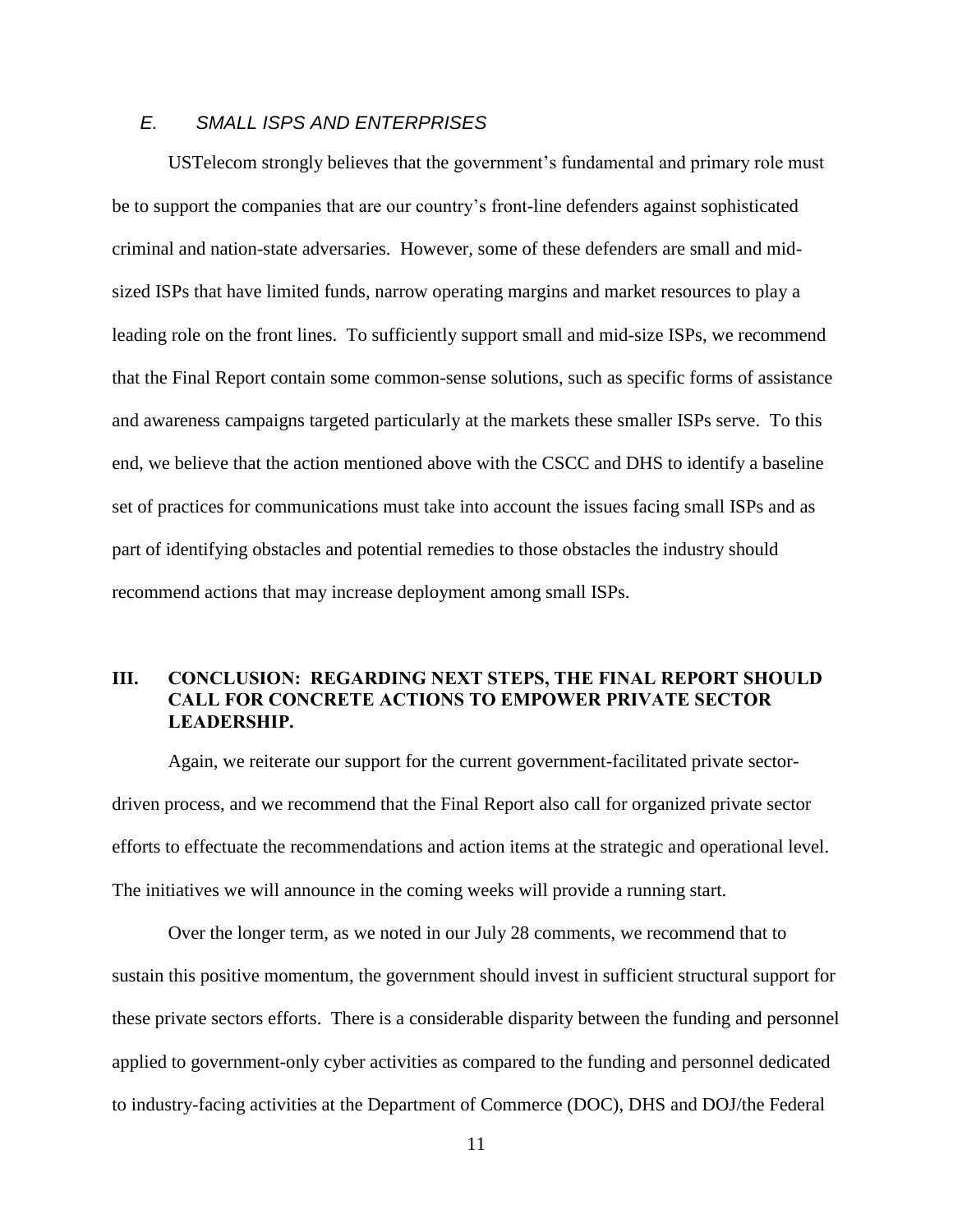### *E. SMALL ISPS AND ENTERPRISES*

USTelecom strongly believes that the government's fundamental and primary role must be to support the companies that are our country's front-line defenders against sophisticated criminal and nation-state adversaries. However, some of these defenders are small and mid-sized ISPs that have limited funds, narrow operating margins and market resources to play a leading role on the front lines. To sufficiently support small and mid-size ISPs, we recommend that the Final Report contain some common-sense solutions, such as specific forms of assistance and awareness campaigns targeted particularly at the markets these smaller ISPs serve. To this end, we believe that the action mentioned above with the CSCC and DHS to identify a baseline set of practices for communications must take into account the issues facing small ISPs and as part of identifying obstacles and potential remedies to those obstacles the industry should recommend actions that may increase deployment among small ISPs.

## III. CONCLUSION: REGARDING NEXT STEPS, THE FINAL REPORT SHOULD CALL FOR CONCRETE ACTIONS TO EMPOWER PRIVATE SECTOR LEADERSHIP.

Again, we reiterate our support for the current government-facilitated private sector-driven process, and we recommend that the Final Report also call for organized private sector efforts to effectuate the recommendations and action items at the strategic and operational level. The initiatives we will announce in the coming weeks will provide a running start.

Over the longer term, as we noted in our July 28 comments, we recommend that to sustain this positive momentum, the government should invest in sufficient structural support for these private sectors efforts. There is a considerable disparity between the funding and personnel applied to government-only cyber activities as compared to the funding and personnel dedicated to industry-facing activities at the Department of Commerce (DOC), DHS and DOJ/the Federal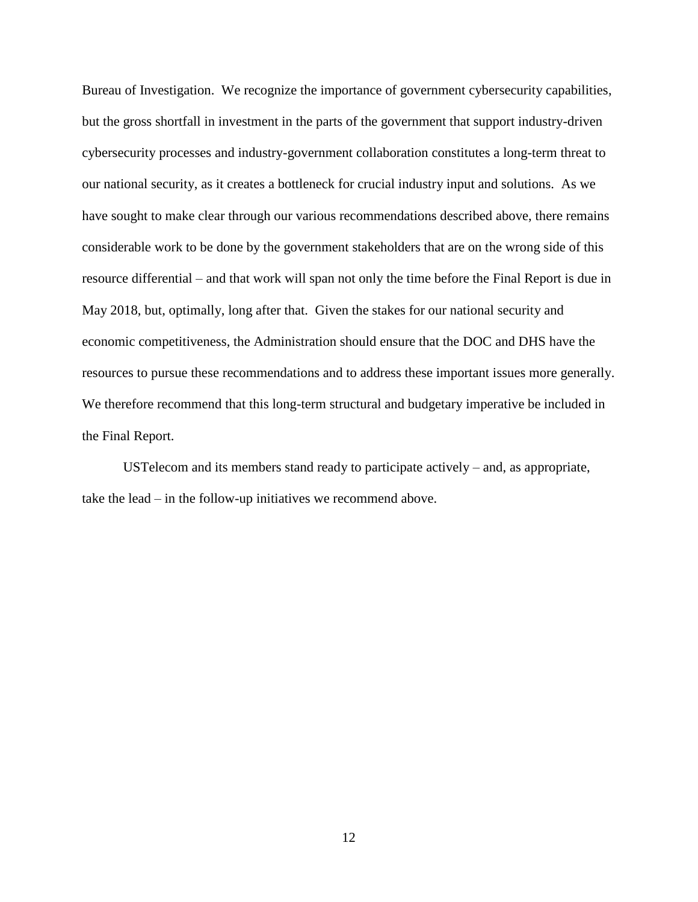Bureau of Investigation. We recognize the importance of government cybersecurity capabilities, but the gross shortfall in investment in the parts of the government that support industry-driven cybersecurity processes and industry-government collaboration constitutes a long-term threat to our national security, as it creates a bottleneck for crucial industry input and solutions. As we have sought to make clear through our various recommendations described above, there remains considerable work to be done by the government stakeholders that are on the wrong side of this resource differential – and that work will span not only the time before the Final Report is due in May 2018, but, optimally, long after that. Given the stakes for our national security and economic competitiveness, the Administration should ensure that the DOC and DHS have the resources to pursue these recommendations and to address these important issues more generally. We therefore recommend that this long-term structural and budgetary imperative be included in the Final Report.

USTelecom and its members stand ready to participate actively – and, as appropriate, take the lead – in the follow-up initiatives we recommend above.